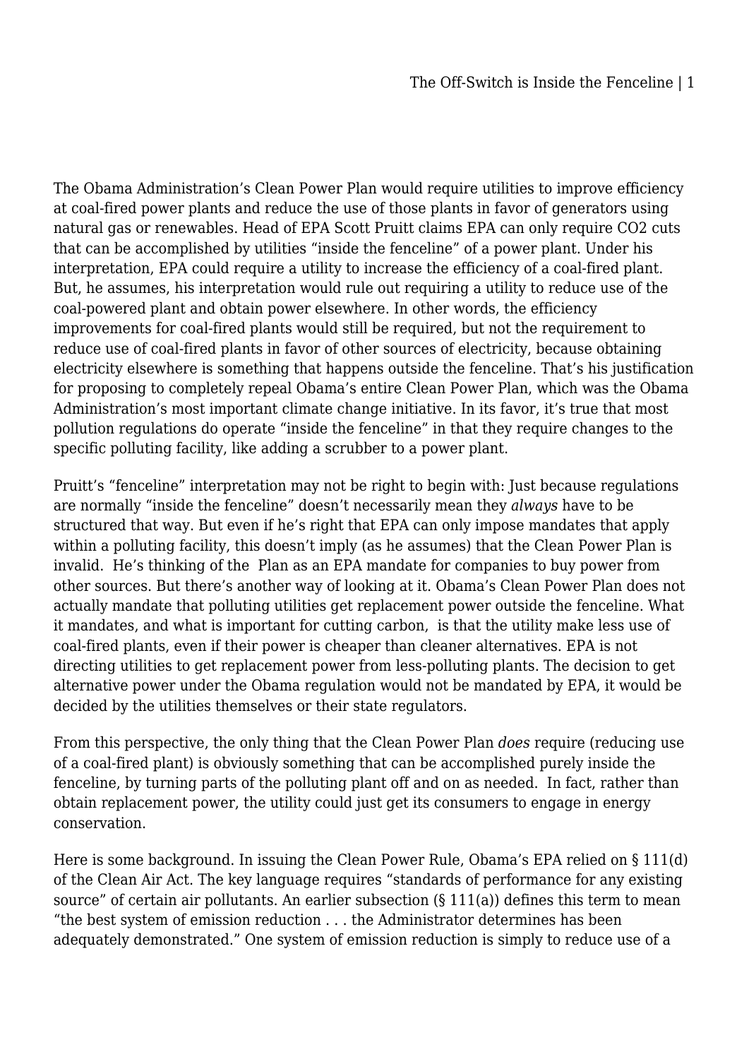The Obama Administration's Clean Power Plan would require utilities to improve efficiency at coal-fired power plants and reduce the use of those plants in favor of generators using natural gas or renewables. Head of EPA Scott Pruitt claims EPA can only require $CO_2$ cuts that can be accomplished by utilities "inside the fenceline" of a power plant. Under his interpretation, EPA could require a utility to increase the efficiency of a coal-fired plant. But, he assumes, his interpretation would rule out requiring a utility to reduce use of the coal-powered plant and obtain power elsewhere. In other words, the efficiency improvements for coal-fired plants would still be required, but not the requirement to reduce use of coal-fired plants in favor of other sources of electricity, because obtaining electricity elsewhere is something that happens outside the fenceline. That's his justification for proposing to completely repeal Obama's entire Clean Power Plan, which was the Obama Administration's most important climate change initiative. In its favor, it's true that most pollution regulations do operate "inside the fenceline" in that they require changes to the specific polluting facility, like adding a scrubber to a power plant.

Pruitt's "fenceline" interpretation may not be right to begin with: Just because regulations are normally "inside the fenceline" doesn't necessarily mean they *always* have to be structured that way. But even if he's right that EPA can only impose mandates that apply within a polluting facility, this doesn't imply (as he assumes) that the Clean Power Plan is invalid. He's thinking of the Plan as an EPA mandate for companies to buy power from other sources. But there's another way of looking at it. Obama's Clean Power Plan does not actually mandate that polluting utilities get replacement power outside the fenceline. What it mandates, and what is important for cutting carbon, is that the utility make less use of coal-fired plants, even if their power is cheaper than cleaner alternatives. EPA is not directing utilities to get replacement power from less-polluting plants. The decision to get alternative power under the Obama regulation would not be mandated by EPA, it would be decided by the utilities themselves or their state regulators.

From this perspective, the only thing that the Clean Power Plan *does* require (reducing use of a coal-fired plant) is obviously something that can be accomplished purely inside the fenceline, by turning parts of the polluting plant off and on as needed. In fact, rather than obtain replacement power, the utility could just get its consumers to engage in energy conservation.

Here is some background. In issuing the Clean Power Rule, Obama's EPA relied on § 111(d) of the Clean Air Act. The key language requires "standards of performance for any existing source" of certain air pollutants. An earlier subsection (§ 111(a)) defines this term to mean "the best system of emission reduction . . . the Administrator determines has been adequately demonstrated." One system of emission reduction is simply to reduce use of a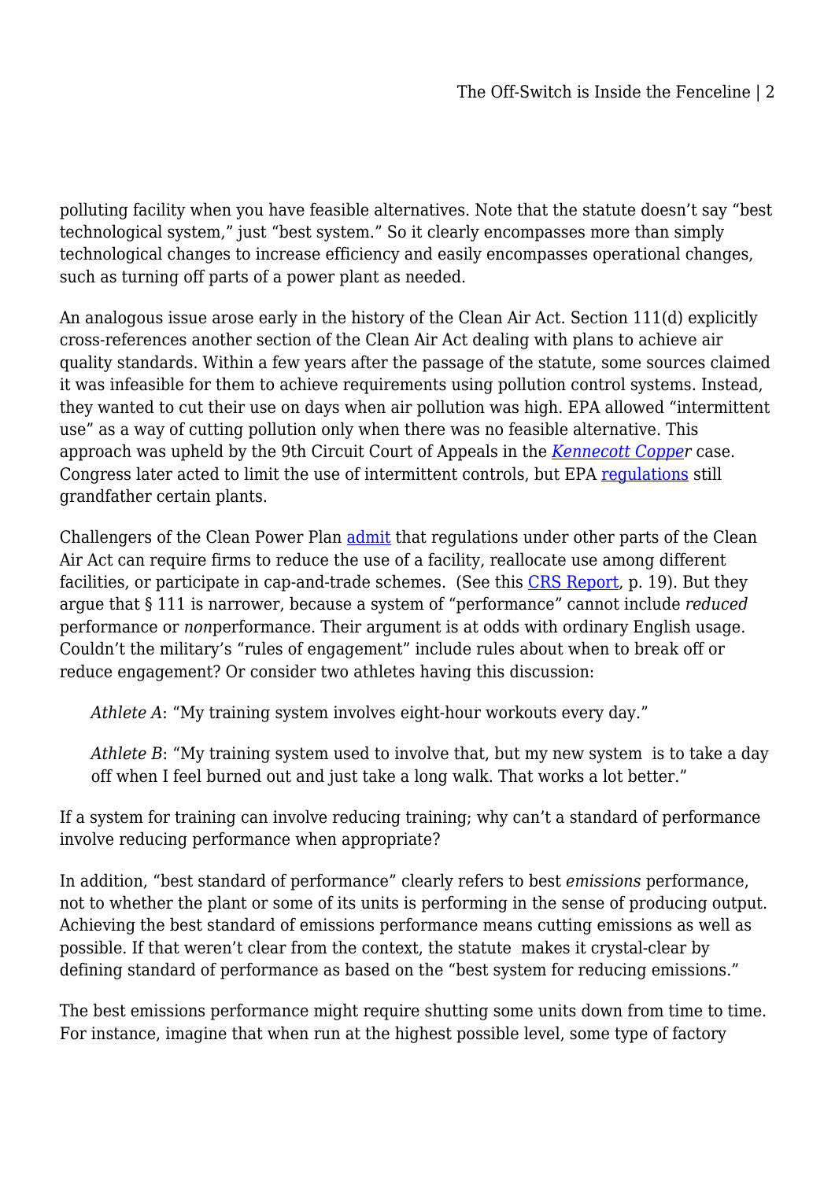polluting facility when you have feasible alternatives. Note that the statute doesn't say "best technological system," just "best system." So it clearly encompasses more than simply technological changes to increase efficiency and easily encompasses operational changes, such as turning off parts of a power plant as needed.

An analogous issue arose early in the history of the Clean Air Act. Section 111(d) explicitly cross-references another section of the Clean Air Act dealing with plans to achieve air quality standards. Within a few years after the passage of the statute, some sources claimed it was infeasible for them to achieve requirements using pollution control systems. Instead, they wanted to cut their use on days when air pollution was high. EPA allowed "intermittent use" as a way of cutting pollution only when there was no feasible alternative. This approach was upheld by the 9th Circuit Court of Appeals in the *Kennecott Copper* case. Congress later acted to limit the use of intermittent controls, but EPA regulations still grandfather certain plants.

Challengers of the Clean Power Plan admit that regulations under other parts of the Clean Air Act can require firms to reduce the use of a facility, reallocate use among different facilities, or participate in cap-and-trade schemes. (See this CRS Report, p. 19). But they argue that § 111 is narrower, because a system of "performance" cannot include *reduced* performance or *non*performance. Their argument is at odds with ordinary English usage. Couldn't the military's "rules of engagement" include rules about when to break off or reduce engagement? Or consider two athletes having this discussion:

> *Athlete A*: "My training system involves eight-hour workouts every day."
>
> *Athlete B*: "My training system used to involve that, but my new system is to take a day off when I feel burned out and just take a long walk. That works a lot better."

If a system for training can involve reducing training; why can't a standard of performance involve reducing performance when appropriate?

In addition, "best standard of performance" clearly refers to best *emissions* performance, not to whether the plant or some of its units is performing in the sense of producing output. Achieving the best standard of emissions performance means cutting emissions as well as possible. If that weren't clear from the context, the statute makes it crystal-clear by defining standard of performance as based on the "best system for reducing emissions."

The best emissions performance might require shutting some units down from time to time. For instance, imagine that when run at the highest possible level, some type of factory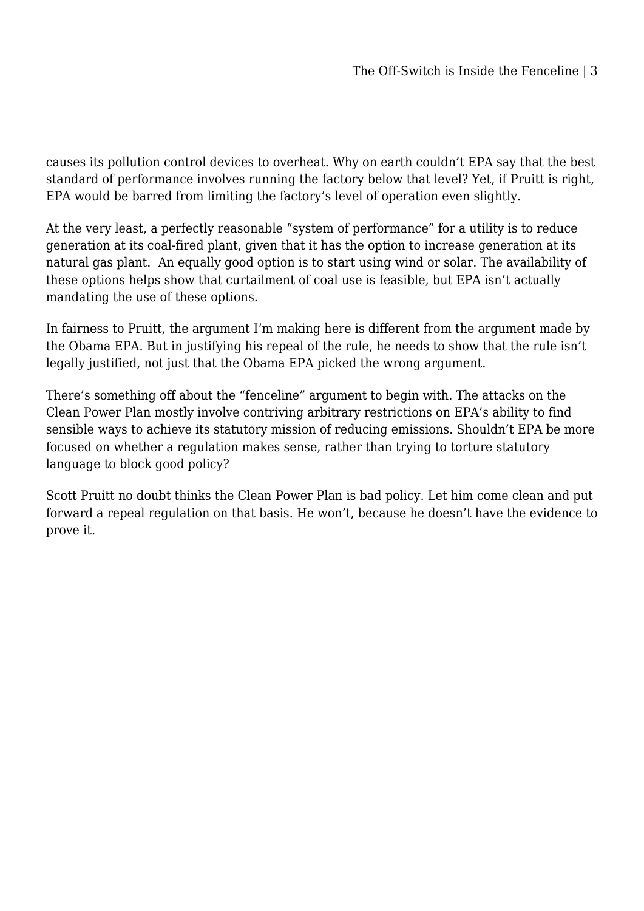causes its pollution control devices to overheat. Why on earth couldn't EPA say that the best standard of performance involves running the factory below that level? Yet, if Pruitt is right, EPA would be barred from limiting the factory's level of operation even slightly.

At the very least, a perfectly reasonable "system of performance" for a utility is to reduce generation at its coal-fired plant, given that it has the option to increase generation at its natural gas plant. An equally good option is to start using wind or solar. The availability of these options helps show that curtailment of coal use is feasible, but EPA isn't actually mandating the use of these options.

In fairness to Pruitt, the argument I'm making here is different from the argument made by the Obama EPA. But in justifying his repeal of the rule, he needs to show that the rule isn't legally justified, not just that the Obama EPA picked the wrong argument.

There's something off about the "fenceline" argument to begin with. The attacks on the Clean Power Plan mostly involve contriving arbitrary restrictions on EPA's ability to find sensible ways to achieve its statutory mission of reducing emissions. Shouldn't EPA be more focused on whether a regulation makes sense, rather than trying to torture statutory language to block good policy?

Scott Pruitt no doubt thinks the Clean Power Plan is bad policy. Let him come clean and put forward a repeal regulation on that basis. He won't, because he doesn't have the evidence to prove it.